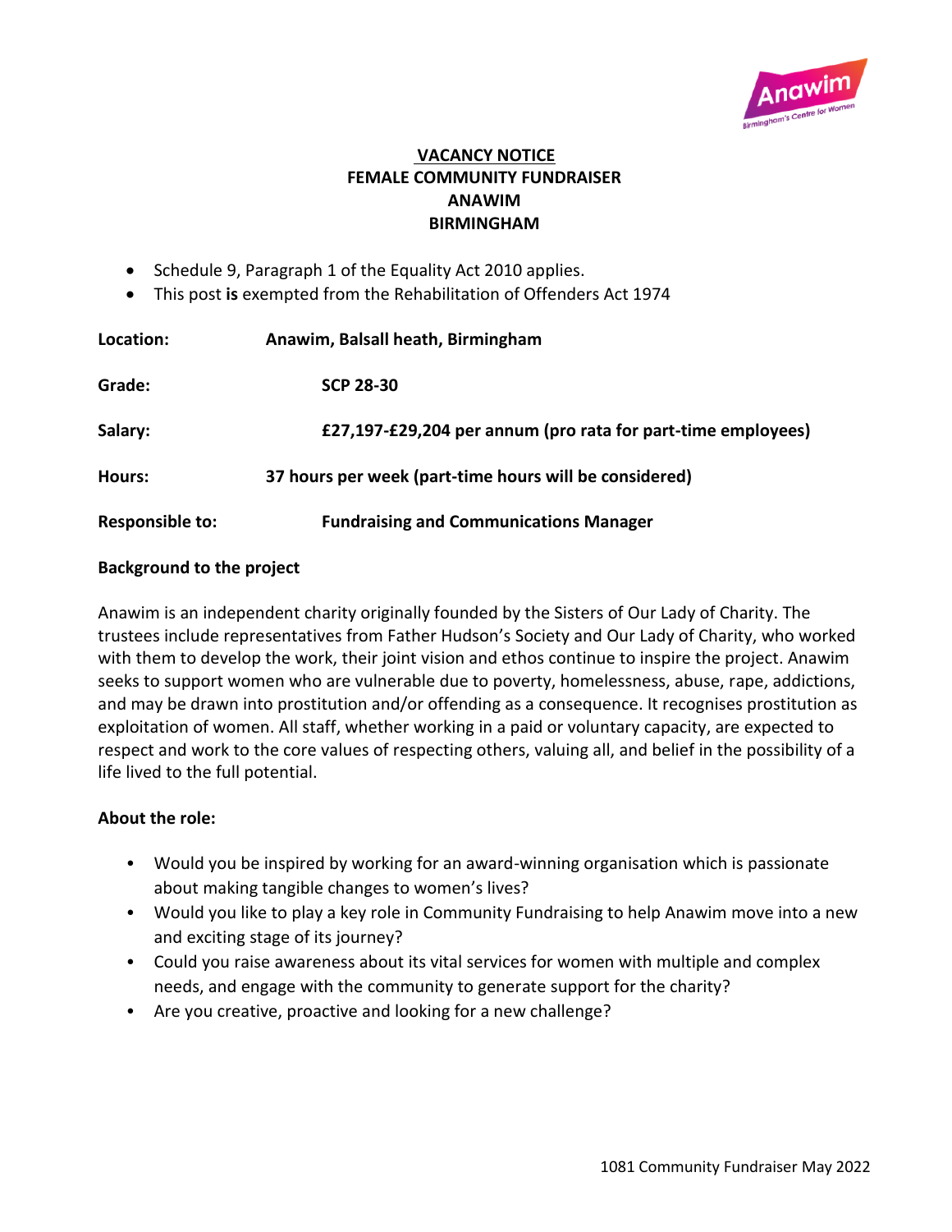# VACANCY NOTICE
## FEMALE COMMUNITY FUNDRAISER
## ANAWIM
## BIRMINGHAM

- Schedule 9, Paragraph 1 of the Equality Act 2010 applies.
- This post **is** exempted from the Rehabilitation of Offenders Act 1974

**Location:** **Anawim, Balsall heath, Birmingham**

**Grade:** **SCP 28-30**

**Salary:** **£27,197-£29,204 per annum (pro rata for part-time employees)**

**Hours:** **37 hours per week (part-time hours will be considered)**

**Responsible to:** **Fundraising and Communications Manager**

**Background to the project**

Anawim is an independent charity originally founded by the Sisters of Our Lady of Charity. The trustees include representatives from Father Hudson's Society and Our Lady of Charity, who worked with them to develop the work, their joint vision and ethos continue to inspire the project. Anawim seeks to support women who are vulnerable due to poverty, homelessness, abuse, rape, addictions, and may be drawn into prostitution and/or offending as a consequence. It recognises prostitution as exploitation of women. All staff, whether working in a paid or voluntary capacity, are expected to respect and work to the core values of respecting others, valuing all, and belief in the possibility of a life lived to the full potential.

**About the role:**

- Would you be inspired by working for an award-winning organisation which is passionate about making tangible changes to women's lives?
- Would you like to play a key role in Community Fundraising to help Anawim move into a new and exciting stage of its journey?
- Could you raise awareness about its vital services for women with multiple and complex needs, and engage with the community to generate support for the charity?
- Are you creative, proactive and looking for a new challenge?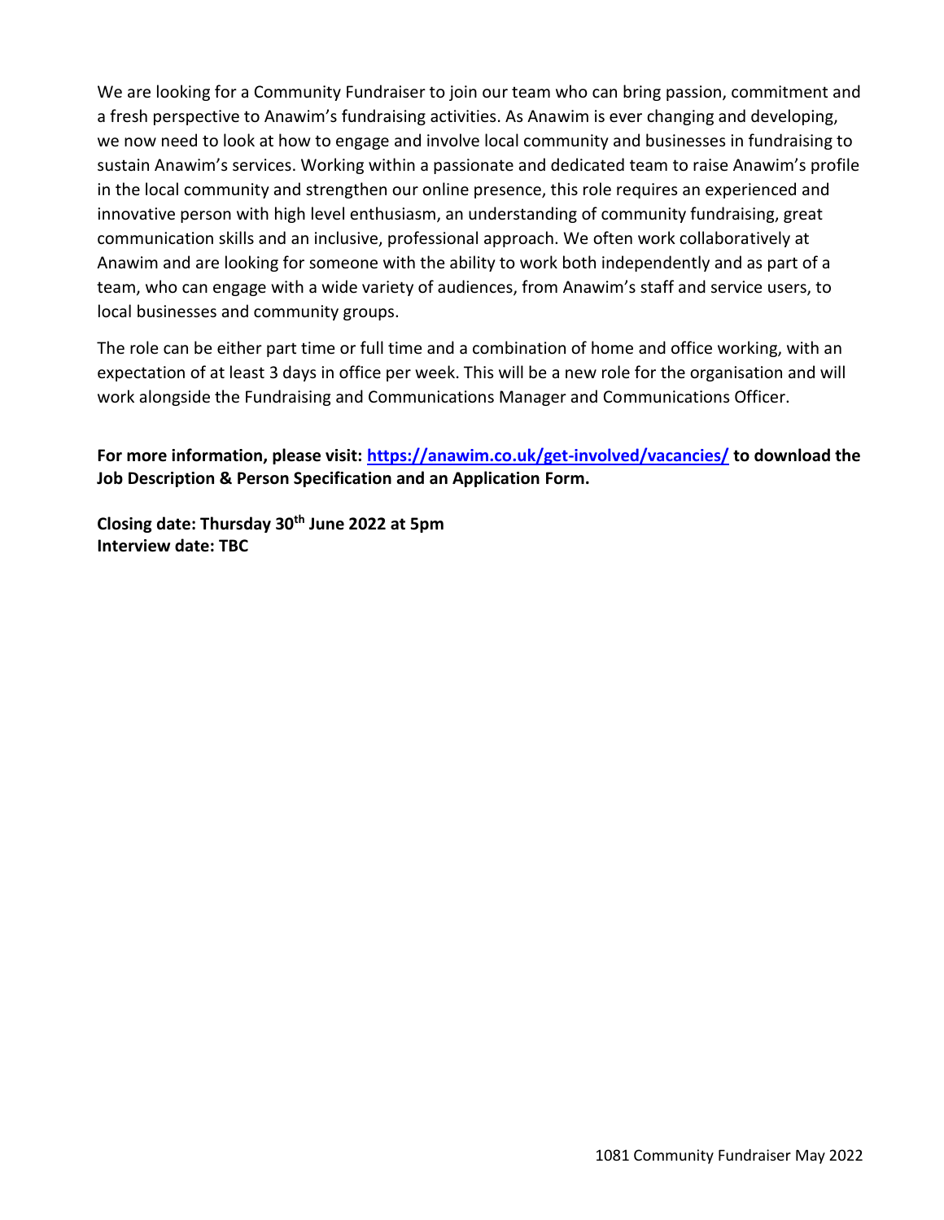We are looking for a Community Fundraiser to join our team who can bring passion, commitment and a fresh perspective to Anawim's fundraising activities. As Anawim is ever changing and developing, we now need to look at how to engage and involve local community and businesses in fundraising to sustain Anawim's services. Working within a passionate and dedicated team to raise Anawim's profile in the local community and strengthen our online presence, this role requires an experienced and innovative person with high level enthusiasm, an understanding of community fundraising, great communication skills and an inclusive, professional approach. We often work collaboratively at Anawim and are looking for someone with the ability to work both independently and as part of a team, who can engage with a wide variety of audiences, from Anawim's staff and service users, to local businesses and community groups.

The role can be either part time or full time and a combination of home and office working, with an expectation of at least 3 days in office per week. This will be a new role for the organisation and will work alongside the Fundraising and Communications Manager and Communications Officer.

**For more information, please visit: [https://anawim.co.uk/get-involved/vacancies/](https://anawim.co.uk/get-involved/vacancies/) to download the Job Description & Person Specification and an Application Form.**

**Closing date: Thursday 30th June 2022 at 5pm**
**Interview date: TBC**

1081 Community Fundraiser May 2022